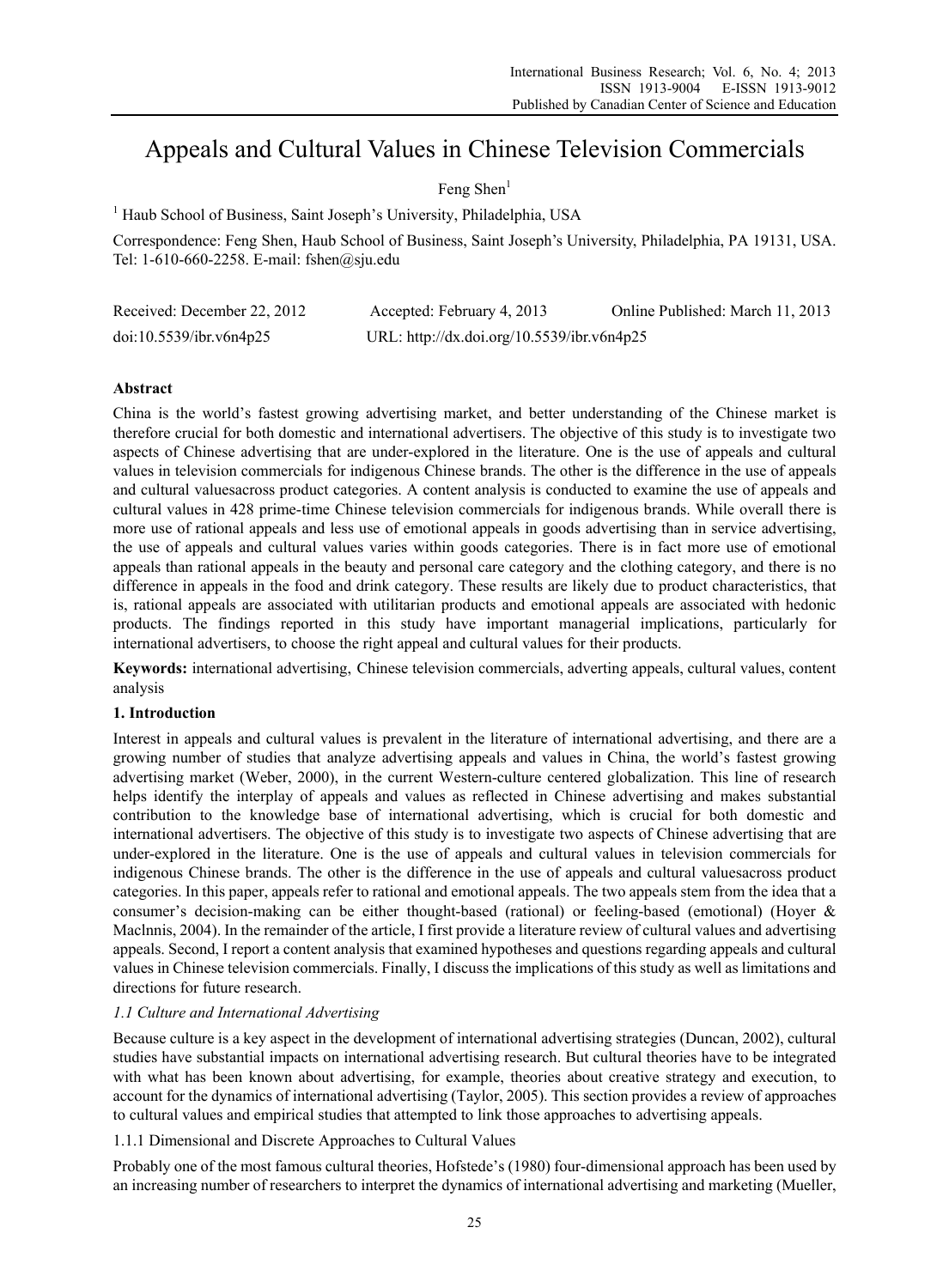# Appeals and Cultural Values in Chinese Television Commercials

Feng Shen[1]

[1] Haub School of Business, Saint Joseph's University, Philadelphia, USA

Correspondence: Feng Shen, Haub School of Business, Saint Joseph's University, Philadelphia, PA 19131, USA. Tel: 1-610-660-2258. E-mail: fshen@sju.edu

| | | |
|---|---|---|
| Received: December 22, 2012 | Accepted: February 4, 2013 | Online Published: March 11, 2013 |
| doi:10.5539/ibr.v6n4p25 | URL: http://dx.doi.org/10.5539/ibr.v6n4p25 | |

## Abstract

China is the world's fastest growing advertising market, and better understanding of the Chinese market is therefore crucial for both domestic and international advertisers. The objective of this study is to investigate two aspects of Chinese advertising that are under-explored in the literature. One is the use of appeals and cultural values in television commercials for indigenous Chinese brands. The other is the difference in the use of appeals and cultural valuesacross product categories. A content analysis is conducted to examine the use of appeals and cultural values in 428 prime-time Chinese television commercials for indigenous brands. While overall there is more use of rational appeals and less use of emotional appeals in goods advertising than in service advertising, the use of appeals and cultural values varies within goods categories. There is in fact more use of emotional appeals than rational appeals in the beauty and personal care category and the clothing category, and there is no difference in appeals in the food and drink category. These results are likely due to product characteristics, that is, rational appeals are associated with utilitarian products and emotional appeals are associated with hedonic products. The findings reported in this study have important managerial implications, particularly for international advertisers, to choose the right appeal and cultural values for their products.

**Keywords:** international advertising, Chinese television commercials, adverting appeals, cultural values, content analysis

## 1. Introduction

Interest in appeals and cultural values is prevalent in the literature of international advertising, and there are a growing number of studies that analyze advertising appeals and values in China, the world's fastest growing advertising market (Weber, 2000), in the current Western-culture centered globalization. This line of research helps identify the interplay of appeals and values as reflected in Chinese advertising and makes substantial contribution to the knowledge base of international advertising, which is crucial for both domestic and international advertisers. The objective of this study is to investigate two aspects of Chinese advertising that are under-explored in the literature. One is the use of appeals and cultural values in television commercials for indigenous Chinese brands. The other is the difference in the use of appeals and cultural valuesacross product categories. In this paper, appeals refer to rational and emotional appeals. The two appeals stem from the idea that a consumer's decision-making can be either thought-based (rational) or feeling-based (emotional) (Hoyer & Maclnnis, 2004). In the remainder of the article, I first provide a literature review of cultural values and advertising appeals. Second, I report a content analysis that examined hypotheses and questions regarding appeals and cultural values in Chinese television commercials. Finally, I discuss the implications of this study as well as limitations and directions for future research.

### *1.1 Culture and International Advertising*

Because culture is a key aspect in the development of international advertising strategies (Duncan, 2002), cultural studies have substantial impacts on international advertising research. But cultural theories have to be integrated with what has been known about advertising, for example, theories about creative strategy and execution, to account for the dynamics of international advertising (Taylor, 2005). This section provides a review of approaches to cultural values and empirical studies that attempted to link those approaches to advertising appeals.

#### 1.1.1 Dimensional and Discrete Approaches to Cultural Values

Probably one of the most famous cultural theories, Hofstede's (1980) four-dimensional approach has been used by an increasing number of researchers to interpret the dynamics of international advertising and marketing (Mueller,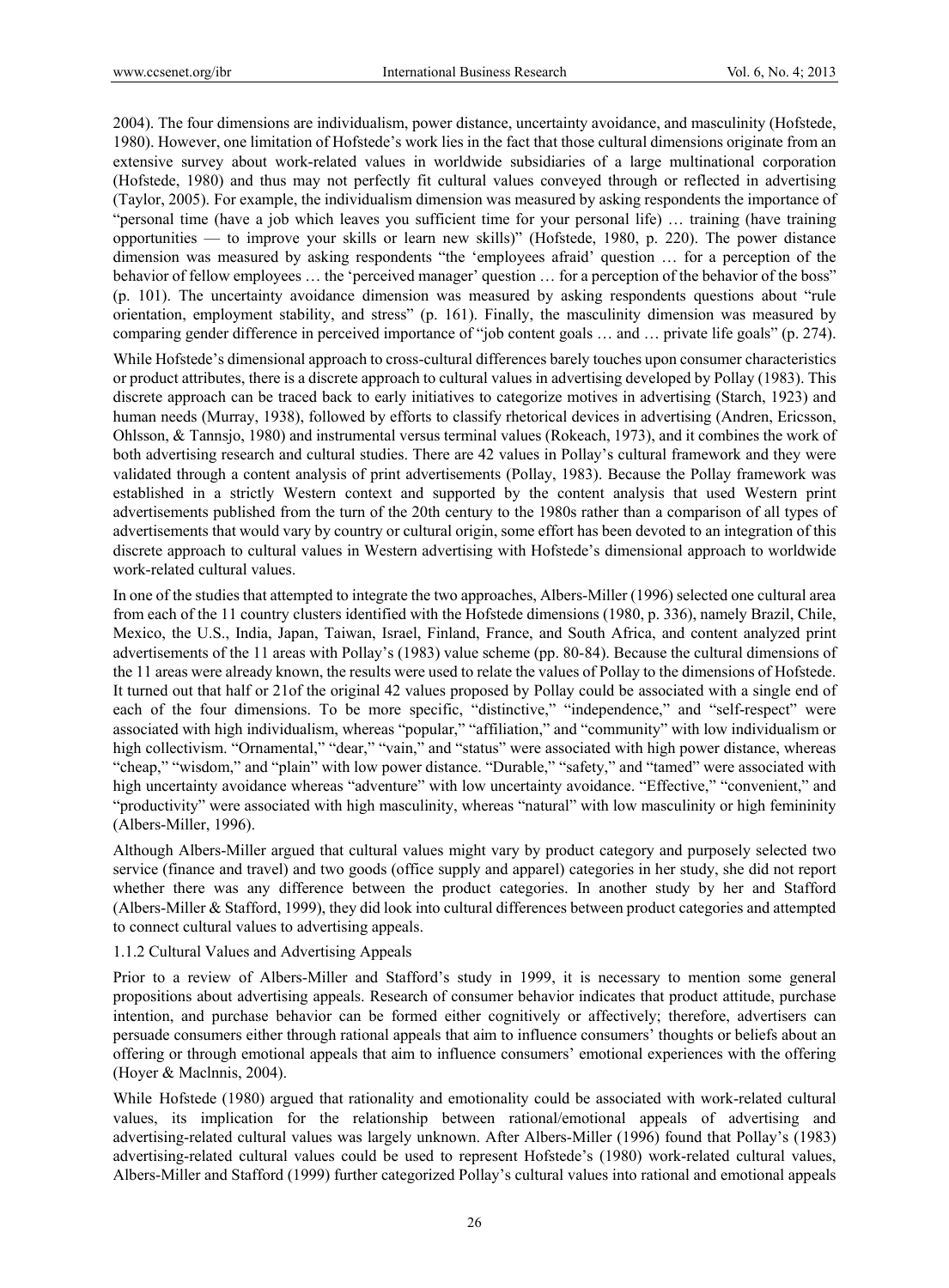2004). The four dimensions are individualism, power distance, uncertainty avoidance, and masculinity (Hofstede, 1980). However, one limitation of Hofstede's work lies in the fact that those cultural dimensions originate from an extensive survey about work-related values in worldwide subsidiaries of a large multinational corporation (Hofstede, 1980) and thus may not perfectly fit cultural values conveyed through or reflected in advertising (Taylor, 2005). For example, the individualism dimension was measured by asking respondents the importance of "personal time (have a job which leaves you sufficient time for your personal life) … training (have training opportunities — to improve your skills or learn new skills)" (Hofstede, 1980, p. 220). The power distance dimension was measured by asking respondents "the 'employees afraid' question … for a perception of the behavior of fellow employees … the 'perceived manager' question … for a perception of the behavior of the boss" (p. 101). The uncertainty avoidance dimension was measured by asking respondents questions about "rule orientation, employment stability, and stress" (p. 161). Finally, the masculinity dimension was measured by comparing gender difference in perceived importance of "job content goals … and … private life goals" (p. 274).

While Hofstede's dimensional approach to cross-cultural differences barely touches upon consumer characteristics or product attributes, there is a discrete approach to cultural values in advertising developed by Pollay (1983). This discrete approach can be traced back to early initiatives to categorize motives in advertising (Starch, 1923) and human needs (Murray, 1938), followed by efforts to classify rhetorical devices in advertising (Andren, Ericsson, Ohlsson, & Tannsjo, 1980) and instrumental versus terminal values (Rokeach, 1973), and it combines the work of both advertising research and cultural studies. There are 42 values in Pollay's cultural framework and they were validated through a content analysis of print advertisements (Pollay, 1983). Because the Pollay framework was established in a strictly Western context and supported by the content analysis that used Western print advertisements published from the turn of the 20th century to the 1980s rather than a comparison of all types of advertisements that would vary by country or cultural origin, some effort has been devoted to an integration of this discrete approach to cultural values in Western advertising with Hofstede's dimensional approach to worldwide work-related cultural values.

In one of the studies that attempted to integrate the two approaches, Albers-Miller (1996) selected one cultural area from each of the 11 country clusters identified with the Hofstede dimensions (1980, p. 336), namely Brazil, Chile, Mexico, the U.S., India, Japan, Taiwan, Israel, Finland, France, and South Africa, and content analyzed print advertisements of the 11 areas with Pollay's (1983) value scheme (pp. 80-84). Because the cultural dimensions of the 11 areas were already known, the results were used to relate the values of Pollay to the dimensions of Hofstede. It turned out that half or 21of the original 42 values proposed by Pollay could be associated with a single end of each of the four dimensions. To be more specific, "distinctive," "independence," and "self-respect" were associated with high individualism, whereas "popular," "affiliation," and "community" with low individualism or high collectivism. "Ornamental," "dear," "vain," and "status" were associated with high power distance, whereas "cheap," "wisdom," and "plain" with low power distance. "Durable," "safety," and "tamed" were associated with high uncertainty avoidance whereas "adventure" with low uncertainty avoidance. "Effective," "convenient," and "productivity" were associated with high masculinity, whereas "natural" with low masculinity or high femininity (Albers-Miller, 1996).

Although Albers-Miller argued that cultural values might vary by product category and purposely selected two service (finance and travel) and two goods (office supply and apparel) categories in her study, she did not report whether there was any difference between the product categories. In another study by her and Stafford (Albers-Miller & Stafford, 1999), they did look into cultural differences between product categories and attempted to connect cultural values to advertising appeals.

### 1.1.2 Cultural Values and Advertising Appeals

Prior to a review of Albers-Miller and Stafford's study in 1999, it is necessary to mention some general propositions about advertising appeals. Research of consumer behavior indicates that product attitude, purchase intention, and purchase behavior can be formed either cognitively or affectively; therefore, advertisers can persuade consumers either through rational appeals that aim to influence consumers' thoughts or beliefs about an offering or through emotional appeals that aim to influence consumers' emotional experiences with the offering (Hoyer & Maclnnis, 2004).

While Hofstede (1980) argued that rationality and emotionality could be associated with work-related cultural values, its implication for the relationship between rational/emotional appeals of advertising and advertising-related cultural values was largely unknown. After Albers-Miller (1996) found that Pollay's (1983) advertising-related cultural values could be used to represent Hofstede's (1980) work-related cultural values, Albers-Miller and Stafford (1999) further categorized Pollay's cultural values into rational and emotional appeals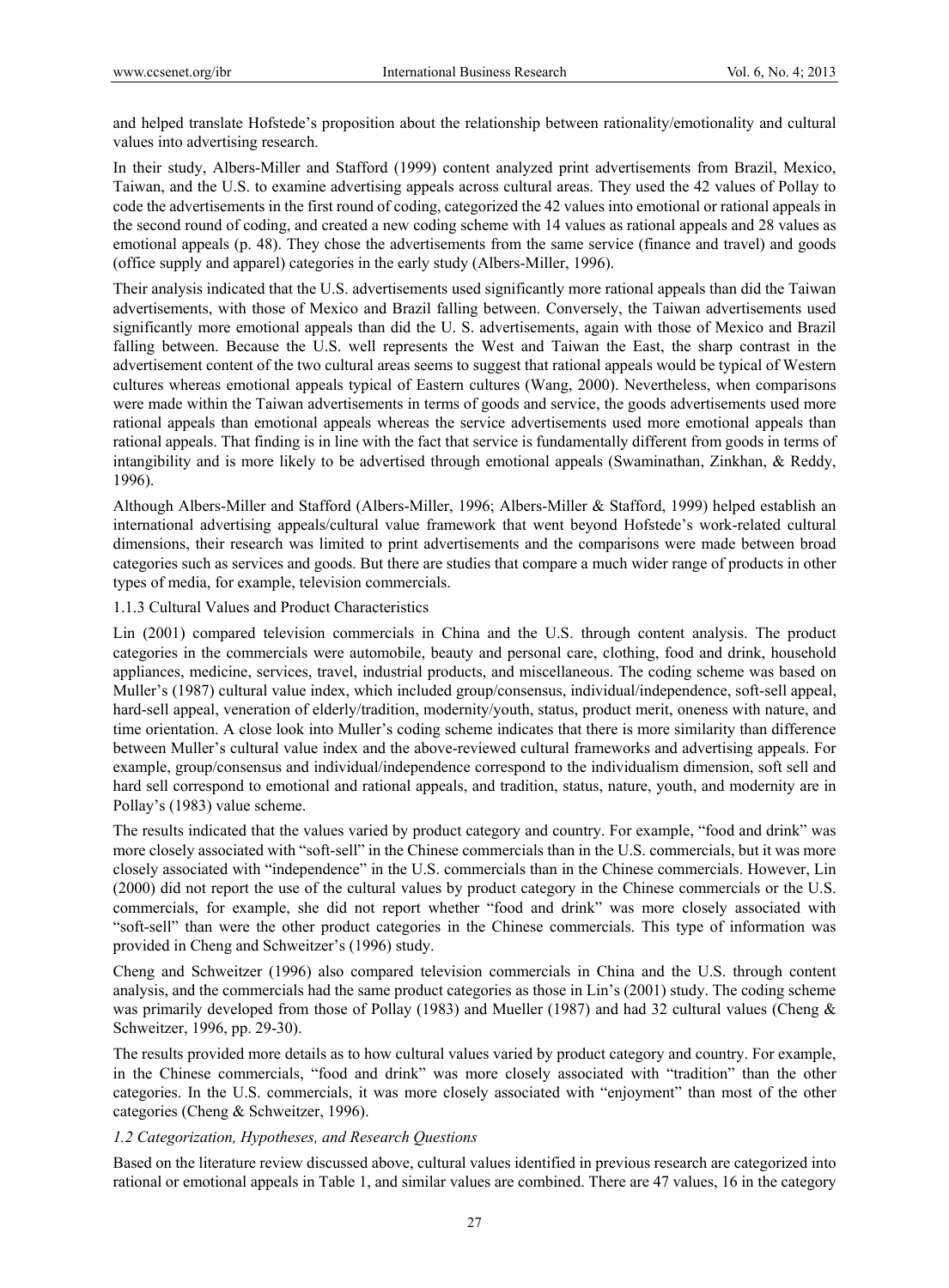and helped translate Hofstede's proposition about the relationship between rationality/emotionality and cultural values into advertising research.

In their study, Albers-Miller and Stafford (1999) content analyzed print advertisements from Brazil, Mexico, Taiwan, and the U.S. to examine advertising appeals across cultural areas. They used the 42 values of Pollay to code the advertisements in the first round of coding, categorized the 42 values into emotional or rational appeals in the second round of coding, and created a new coding scheme with 14 values as rational appeals and 28 values as emotional appeals (p. 48). They chose the advertisements from the same service (finance and travel) and goods (office supply and apparel) categories in the early study (Albers-Miller, 1996).

Their analysis indicated that the U.S. advertisements used significantly more rational appeals than did the Taiwan advertisements, with those of Mexico and Brazil falling between. Conversely, the Taiwan advertisements used significantly more emotional appeals than did the U. S. advertisements, again with those of Mexico and Brazil falling between. Because the U.S. well represents the West and Taiwan the East, the sharp contrast in the advertisement content of the two cultural areas seems to suggest that rational appeals would be typical of Western cultures whereas emotional appeals typical of Eastern cultures (Wang, 2000). Nevertheless, when comparisons were made within the Taiwan advertisements in terms of goods and service, the goods advertisements used more rational appeals than emotional appeals whereas the service advertisements used more emotional appeals than rational appeals. That finding is in line with the fact that service is fundamentally different from goods in terms of intangibility and is more likely to be advertised through emotional appeals (Swaminathan, Zinkhan, & Reddy, 1996).

Although Albers-Miller and Stafford (Albers-Miller, 1996; Albers-Miller & Stafford, 1999) helped establish an international advertising appeals/cultural value framework that went beyond Hofstede's work-related cultural dimensions, their research was limited to print advertisements and the comparisons were made between broad categories such as services and goods. But there are studies that compare a much wider range of products in other types of media, for example, television commercials.

1.1.3 Cultural Values and Product Characteristics

Lin (2001) compared television commercials in China and the U.S. through content analysis. The product categories in the commercials were automobile, beauty and personal care, clothing, food and drink, household appliances, medicine, services, travel, industrial products, and miscellaneous. The coding scheme was based on Muller's (1987) cultural value index, which included group/consensus, individual/independence, soft-sell appeal, hard-sell appeal, veneration of elderly/tradition, modernity/youth, status, product merit, oneness with nature, and time orientation. A close look into Muller's coding scheme indicates that there is more similarity than difference between Muller's cultural value index and the above-reviewed cultural frameworks and advertising appeals. For example, group/consensus and individual/independence correspond to the individualism dimension, soft sell and hard sell correspond to emotional and rational appeals, and tradition, status, nature, youth, and modernity are in Pollay's (1983) value scheme.

The results indicated that the values varied by product category and country. For example, "food and drink" was more closely associated with "soft-sell" in the Chinese commercials than in the U.S. commercials, but it was more closely associated with "independence" in the U.S. commercials than in the Chinese commercials. However, Lin (2000) did not report the use of the cultural values by product category in the Chinese commercials or the U.S. commercials, for example, she did not report whether "food and drink" was more closely associated with "soft-sell" than were the other product categories in the Chinese commercials. This type of information was provided in Cheng and Schweitzer's (1996) study.

Cheng and Schweitzer (1996) also compared television commercials in China and the U.S. through content analysis, and the commercials had the same product categories as those in Lin's (2001) study. The coding scheme was primarily developed from those of Pollay (1983) and Mueller (1987) and had 32 cultural values (Cheng & Schweitzer, 1996, pp. 29-30).

The results provided more details as to how cultural values varied by product category and country. For example, in the Chinese commercials, "food and drink" was more closely associated with "tradition" than the other categories. In the U.S. commercials, it was more closely associated with "enjoyment" than most of the other categories (Cheng & Schweitzer, 1996).

*1.2 Categorization, Hypotheses, and Research Questions*

Based on the literature review discussed above, cultural values identified in previous research are categorized into rational or emotional appeals in Table 1, and similar values are combined. There are 47 values, 16 in the category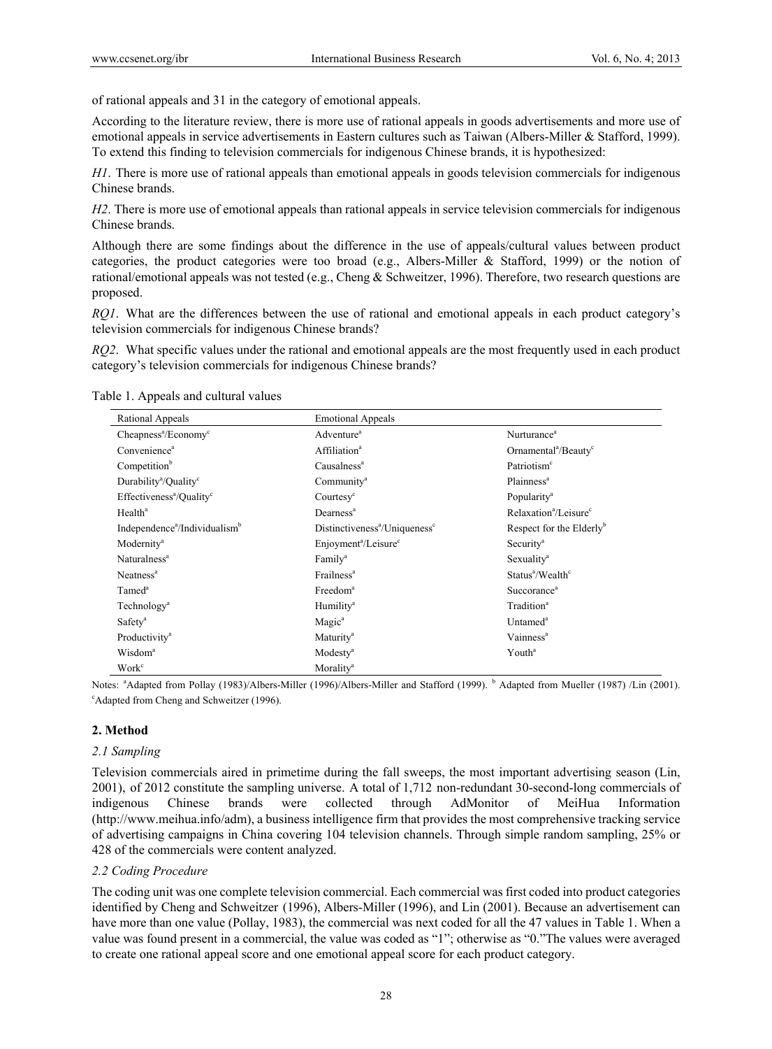of rational appeals and 31 in the category of emotional appeals.

According to the literature review, there is more use of rational appeals in goods advertisements and more use of emotional appeals in service advertisements in Eastern cultures such as Taiwan (Albers-Miller & Stafford, 1999). To extend this finding to television commercials for indigenous Chinese brands, it is hypothesized:

*H1*. There is more use of rational appeals than emotional appeals in goods television commercials for indigenous Chinese brands.

*H2*. There is more use of emotional appeals than rational appeals in service television commercials for indigenous Chinese brands.

Although there are some findings about the difference in the use of appeals/cultural values between product categories, the product categories were too broad (e.g., Albers-Miller & Stafford, 1999) or the notion of rational/emotional appeals was not tested (e.g., Cheng & Schweitzer, 1996). Therefore, two research questions are proposed.

*RQ1*. What are the differences between the use of rational and emotional appeals in each product category's television commercials for indigenous Chinese brands?

*RQ2*. What specific values under the rational and emotional appeals are the most frequently used in each product category's television commercials for indigenous Chinese brands?

Table 1. Appeals and cultural values

| Rational Appeals | Emotional Appeals | |
|---|---|---|
| Cheapness[a]/Economy[c] | Adventure[a] | Nurturance[a] |
| Convenience[a] | Affiliation[a] | Ornamental[a]/Beauty[c] |
| Competition[b] | Causalness[a] | Patriotism[c] |
| Durability[a]/Quality[c] | Community[a] | Plainness[a] |
| Effectiveness[a]/Quality[c] | Courtesy[c] | Popularity[a] |
| Health[a] | Dearness[a] | Relaxation[a]/Leisure[c] |
| Independence[a]/Individualism[b] | Distinctiveness[a]/Uniqueness[c] | Respect for the Elderly[b] |
| Modernity[a] | Enjoyment[a]/Leisure[c] | Security[a] |
| Naturalness[a] | Family[a] | Sexuality[a] |
| Neatness[a] | Frailness[a] | Status[a]/Wealth[c] |
| Tamed[a] | Freedom[a] | Succorance[a] |
| Technology[a] | Humility[a] | Tradition[a] |
| Safety[a] | Magic[a] | Untamed[a] |
| Productivity[a] | Maturity[a] | Vainness[a] |
| Wisdom[a] | Modesty[a] | Youth[a] |
| Work[c] | Morality[a] | |

Notes: [a]Adapted from Pollay (1983)/Albers-Miller (1996)/Albers-Miller and Stafford (1999). [b] Adapted from Mueller (1987) /Lin (2001). [c]Adapted from Cheng and Schweitzer (1996).

## 2. Method

### 2.1 Sampling

Television commercials aired in primetime during the fall sweeps, the most important advertising season (Lin, 2001), of 2012 constitute the sampling universe. A total of 1,712 non-redundant 30-second-long commercials of indigenous Chinese brands were collected through AdMonitor of MeiHua Information (http://www.meihua.info/adm), a business intelligence firm that provides the most comprehensive tracking service of advertising campaigns in China covering 104 television channels. Through simple random sampling, 25% or 428 of the commercials were content analyzed.

### 2.2 Coding Procedure

The coding unit was one complete television commercial. Each commercial was first coded into product categories identified by Cheng and Schweitzer (1996), Albers-Miller (1996), and Lin (2001). Because an advertisement can have more than one value (Pollay, 1983), the commercial was next coded for all the 47 values in Table 1. When a value was found present in a commercial, the value was coded as "1"; otherwise as "0."The values were averaged to create one rational appeal score and one emotional appeal score for each product category.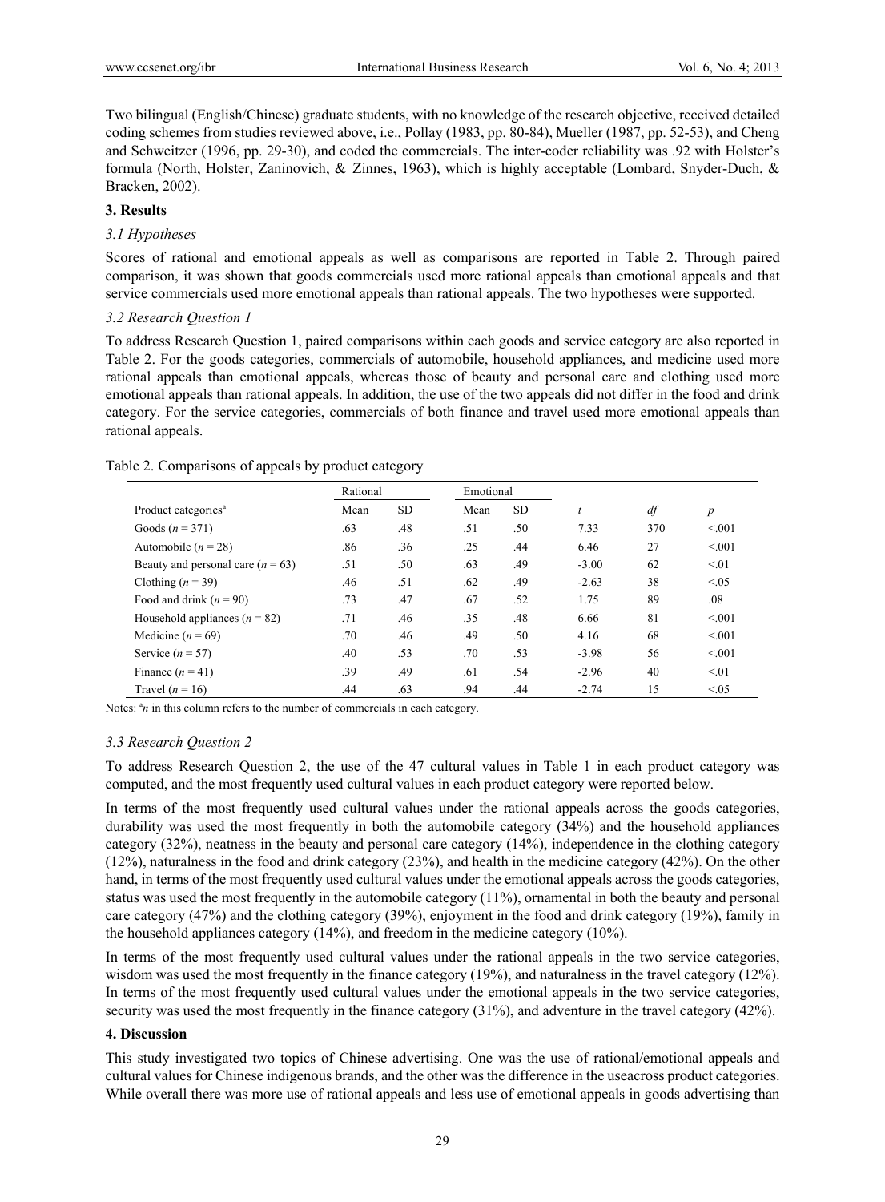Two bilingual (English/Chinese) graduate students, with no knowledge of the research objective, received detailed coding schemes from studies reviewed above, i.e., Pollay (1983, pp. 80-84), Mueller (1987, pp. 52-53), and Cheng and Schweitzer (1996, pp. 29-30), and coded the commercials. The inter-coder reliability was .92 with Holster's formula (North, Holster, Zaninovich, & Zinnes, 1963), which is highly acceptable (Lombard, Snyder-Duch, & Bracken, 2002).

## 3. Results

### 3.1 Hypotheses

Scores of rational and emotional appeals as well as comparisons are reported in Table 2. Through paired comparison, it was shown that goods commercials used more rational appeals than emotional appeals and that service commercials used more emotional appeals than rational appeals. The two hypotheses were supported.

### 3.2 Research Question 1

To address Research Question 1, paired comparisons within each goods and service category are also reported in Table 2. For the goods categories, commercials of automobile, household appliances, and medicine used more rational appeals than emotional appeals, whereas those of beauty and personal care and clothing used more emotional appeals than rational appeals. In addition, the use of the two appeals did not differ in the food and drink category. For the service categories, commercials of both finance and travel used more emotional appeals than rational appeals.

Table 2. Comparisons of appeals by product category

| | Rational | | Emotional | | | | |
|---|---|---|---|---|---|---|---|
| Product categories[a] | Mean | SD | Mean | SD | $t$ | $df$ | $p$ |
| Goods ($n$ = 371) | .63 | .48 | .51 | .50 | 7.33 | 370 | <.001 |
| Automobile ($n$ = 28) | .86 | .36 | .25 | .44 | 6.46 | 27 | <.001 |
| Beauty and personal care ($n$ = 63) | .51 | .50 | .63 | .49 | -3.00 | 62 | <.01 |
| Clothing ($n$ = 39) | .46 | .51 | .62 | .49 | -2.63 | 38 | <.05 |
| Food and drink ($n$ = 90) | .73 | .47 | .67 | .52 | 1.75 | 89 | .08 |
| Household appliances ($n$ = 82) | .71 | .46 | .35 | .48 | 6.66 | 81 | <.001 |
| Medicine ($n$ = 69) | .70 | .46 | .49 | .50 | 4.16 | 68 | <.001 |
| Service ($n$ = 57) | .40 | .53 | .70 | .53 | -3.98 | 56 | <.001 |
| Finance ($n$ = 41) | .39 | .49 | .61 | .54 | -2.96 | 40 | <.01 |
| Travel ($n$ = 16) | .44 | .63 | .94 | .44 | -2.74 | 15 | <.05 |

Notes: [a]$n$ in this column refers to the number of commercials in each category.

### 3.3 Research Question 2

To address Research Question 2, the use of the 47 cultural values in Table 1 in each product category was computed, and the most frequently used cultural values in each product category were reported below.

In terms of the most frequently used cultural values under the rational appeals across the goods categories, durability was used the most frequently in both the automobile category (34%) and the household appliances category (32%), neatness in the beauty and personal care category (14%), independence in the clothing category (12%), naturalness in the food and drink category (23%), and health in the medicine category (42%). On the other hand, in terms of the most frequently used cultural values under the emotional appeals across the goods categories, status was used the most frequently in the automobile category (11%), ornamental in both the beauty and personal care category (47%) and the clothing category (39%), enjoyment in the food and drink category (19%), family in the household appliances category (14%), and freedom in the medicine category (10%).

In terms of the most frequently used cultural values under the rational appeals in the two service categories, wisdom was used the most frequently in the finance category (19%), and naturalness in the travel category (12%). In terms of the most frequently used cultural values under the emotional appeals in the two service categories, security was used the most frequently in the finance category (31%), and adventure in the travel category (42%).

## 4. Discussion

This study investigated two topics of Chinese advertising. One was the use of rational/emotional appeals and cultural values for Chinese indigenous brands, and the other was the difference in the useacross product categories. While overall there was more use of rational appeals and less use of emotional appeals in goods advertising than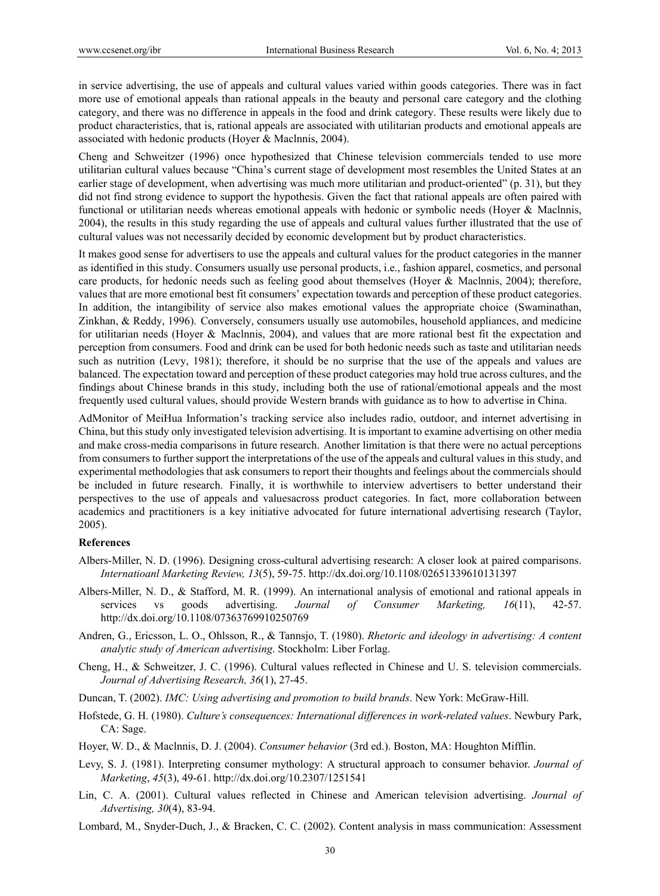in service advertising, the use of appeals and cultural values varied within goods categories. There was in fact more use of emotional appeals than rational appeals in the beauty and personal care category and the clothing category, and there was no difference in appeals in the food and drink category. These results were likely due to product characteristics, that is, rational appeals are associated with utilitarian products and emotional appeals are associated with hedonic products (Hoyer & Maclnnis, 2004).

Cheng and Schweitzer (1996) once hypothesized that Chinese television commercials tended to use more utilitarian cultural values because "China's current stage of development most resembles the United States at an earlier stage of development, when advertising was much more utilitarian and product-oriented" (p. 31), but they did not find strong evidence to support the hypothesis. Given the fact that rational appeals are often paired with functional or utilitarian needs whereas emotional appeals with hedonic or symbolic needs (Hoyer & Maclnnis, 2004), the results in this study regarding the use of appeals and cultural values further illustrated that the use of cultural values was not necessarily decided by economic development but by product characteristics.

It makes good sense for advertisers to use the appeals and cultural values for the product categories in the manner as identified in this study. Consumers usually use personal products, i.e., fashion apparel, cosmetics, and personal care products, for hedonic needs such as feeling good about themselves (Hoyer & Maclnnis, 2004); therefore, values that are more emotional best fit consumers' expectation towards and perception of these product categories. In addition, the intangibility of service also makes emotional values the appropriate choice (Swaminathan, Zinkhan, & Reddy, 1996). Conversely, consumers usually use automobiles, household appliances, and medicine for utilitarian needs (Hoyer & Maclnnis, 2004), and values that are more rational best fit the expectation and perception from consumers. Food and drink can be used for both hedonic needs such as taste and utilitarian needs such as nutrition (Levy, 1981); therefore, it should be no surprise that the use of the appeals and values are balanced. The expectation toward and perception of these product categories may hold true across cultures, and the findings about Chinese brands in this study, including both the use of rational/emotional appeals and the most frequently used cultural values, should provide Western brands with guidance as to how to advertise in China.

AdMonitor of MeiHua Information's tracking service also includes radio, outdoor, and internet advertising in China, but this study only investigated television advertising. It is important to examine advertising on other media and make cross-media comparisons in future research. Another limitation is that there were no actual perceptions from consumers to further support the interpretations of the use of the appeals and cultural values in this study, and experimental methodologies that ask consumers to report their thoughts and feelings about the commercials should be included in future research. Finally, it is worthwhile to interview advertisers to better understand their perspectives to the use of appeals and valuesacross product categories. In fact, more collaboration between academics and practitioners is a key initiative advocated for future international advertising research (Taylor, 2005).

**References**

Albers-Miller, N. D. (1996). Designing cross-cultural advertising research: A closer look at paired comparisons. *Internatioanl Marketing Review, 13*(5), 59-75. http://dx.doi.org/10.1108/02651339610131397

Albers-Miller, N. D., & Stafford, M. R. (1999). An international analysis of emotional and rational appeals in services vs goods advertising. *Journal of Consumer Marketing, 16*(11), 42-57. http://dx.doi.org/10.1108/07363769910250769

Andren, G., Ericsson, L. O., Ohlsson, R., & Tannsjo, T. (1980). *Rhetoric and ideology in advertising: A content analytic study of American advertising*. Stockholm: Liber Forlag.

Cheng, H., & Schweitzer, J. C. (1996). Cultural values reflected in Chinese and U. S. television commercials. *Journal of Advertising Research, 36*(1), 27-45.

Duncan, T. (2002). *IMC: Using advertising and promotion to build brands*. New York: McGraw-Hill.

Hofstede, G. H. (1980). *Culture's consequences: International differences in work-related values*. Newbury Park, CA: Sage.

Hoyer, W. D., & Maclnnis, D. J. (2004). *Consumer behavior* (3rd ed.). Boston, MA: Houghton Mifflin.

Levy, S. J. (1981). Interpreting consumer mythology: A structural approach to consumer behavior. *Journal of Marketing*, *45*(3), 49-61. http://dx.doi.org/10.2307/1251541

Lin, C. A. (2001). Cultural values reflected in Chinese and American television advertising. *Journal of Advertising, 30*(4), 83-94.

Lombard, M., Snyder-Duch, J., & Bracken, C. C. (2002). Content analysis in mass communication: Assessment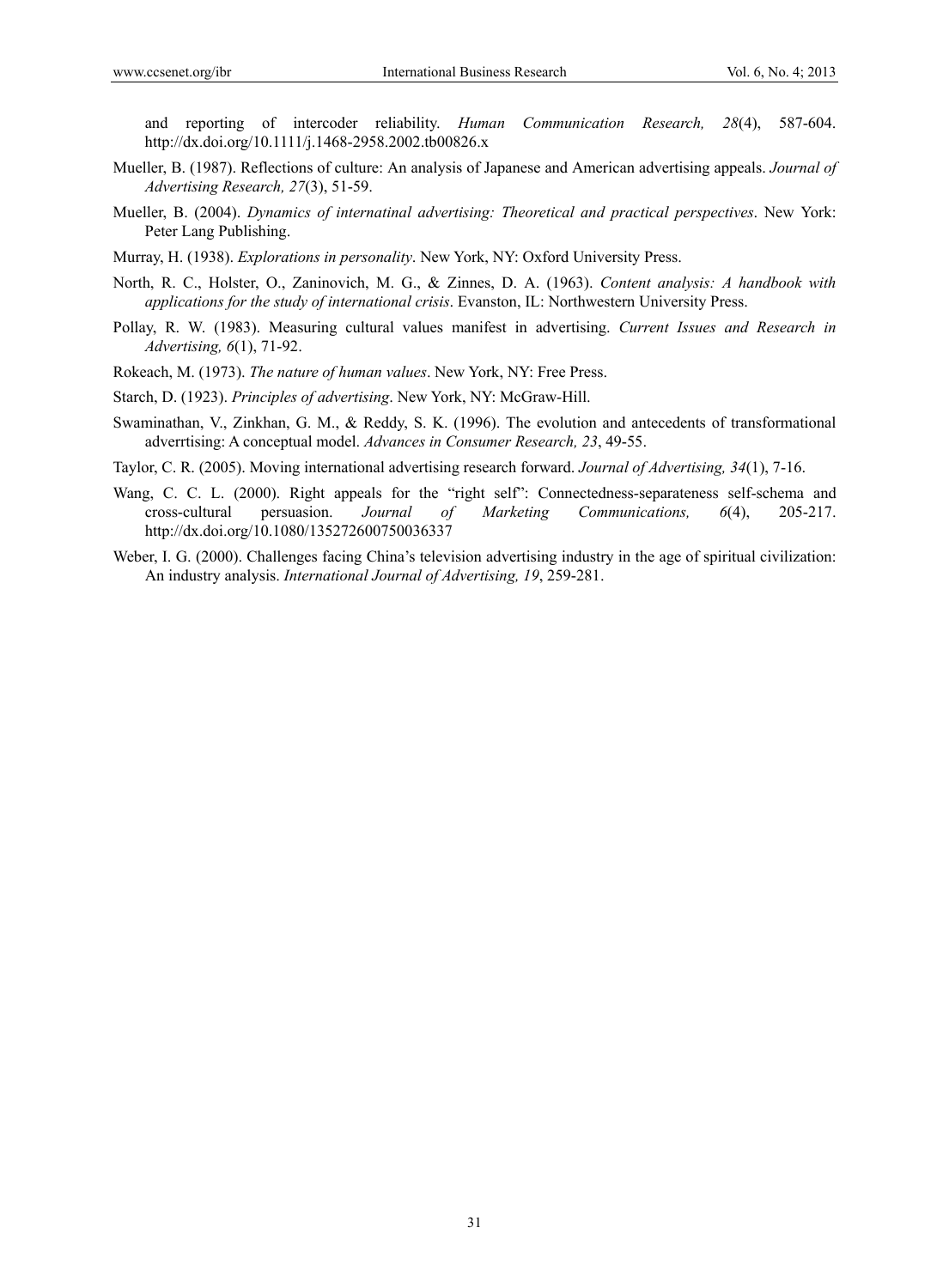and reporting of intercoder reliability. *Human Communication Research, 28*(4), 587-604. http://dx.doi.org/10.1111/j.1468-2958.2002.tb00826.x

Mueller, B. (1987). Reflections of culture: An analysis of Japanese and American advertising appeals. *Journal of Advertising Research, 27*(3), 51-59.

Mueller, B. (2004). *Dynamics of internatinal advertising: Theoretical and practical perspectives*. New York: Peter Lang Publishing.

Murray, H. (1938). *Explorations in personality*. New York, NY: Oxford University Press.

North, R. C., Holster, O., Zaninovich, M. G., & Zinnes, D. A. (1963). *Content analysis: A handbook with applications for the study of international crisis*. Evanston, IL: Northwestern University Press.

Pollay, R. W. (1983). Measuring cultural values manifest in advertising. *Current Issues and Research in Advertising, 6*(1), 71-92.

Rokeach, M. (1973). *The nature of human values*. New York, NY: Free Press.

Starch, D. (1923). *Principles of advertising*. New York, NY: McGraw-Hill.

Swaminathan, V., Zinkhan, G. M., & Reddy, S. K. (1996). The evolution and antecedents of transformational adverrtising: A conceptual model. *Advances in Consumer Research, 23*, 49-55.

Taylor, C. R. (2005). Moving international advertising research forward. *Journal of Advertising, 34*(1), 7-16.

Wang, C. C. L. (2000). Right appeals for the "right self": Connectedness-separateness self-schema and cross-cultural persuasion. *Journal of Marketing Communications, 6*(4), 205-217. http://dx.doi.org/10.1080/135272600750036337

Weber, I. G. (2000). Challenges facing China's television advertising industry in the age of spiritual civilization: An industry analysis. *International Journal of Advertising, 19*, 259-281.